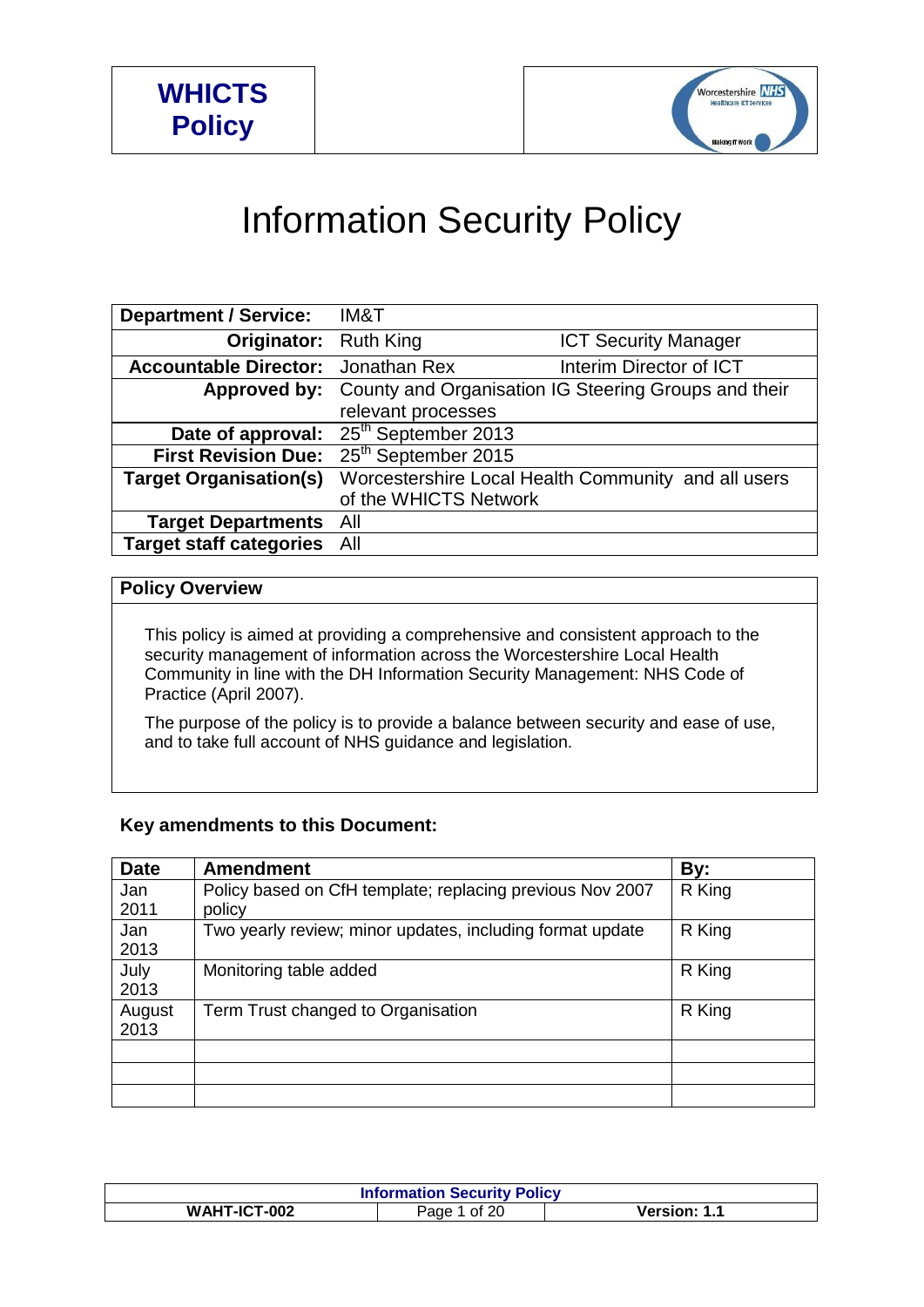**WHICTS Policy**

# Information Security Policy

| | | |
|---|---|---|
| **Department / Service:** | IM&T | |
| **Originator:** | Ruth King | ICT Security Manager |
| **Accountable Director:** | Jonathan Rex | Interim Director of ICT |
| **Approved by:** | County and Organisation IG Steering Groups and their relevant processes | |
| **Date of approval:** | 25th September 2013 | |
| **First Revision Due:** | 25th September 2015 | |
| **Target Organisation(s)** | Worcestershire Local Health Community and all users of the WHICTS Network | |
| **Target Departments** | All | |
| **Target staff categories** | All | |

## Policy Overview

This policy is aimed at providing a comprehensive and consistent approach to the security management of information across the Worcestershire Local Health Community in line with the DH Information Security Management: NHS Code of Practice (April 2007).

The purpose of the policy is to provide a balance between security and ease of use, and to take full account of NHS guidance and legislation.

### Key amendments to this Document:

| Date | Amendment | By: |
|---|---|---|
| Jan 2011 | Policy based on CfH template; replacing previous Nov 2007 policy | R King |
| Jan 2013 | Two yearly review; minor updates, including format update | R King |
| July 2013 | Monitoring table added | R King |
| August 2013 | Term Trust changed to Organisation | R King |
| | | |
| | | |
| | | |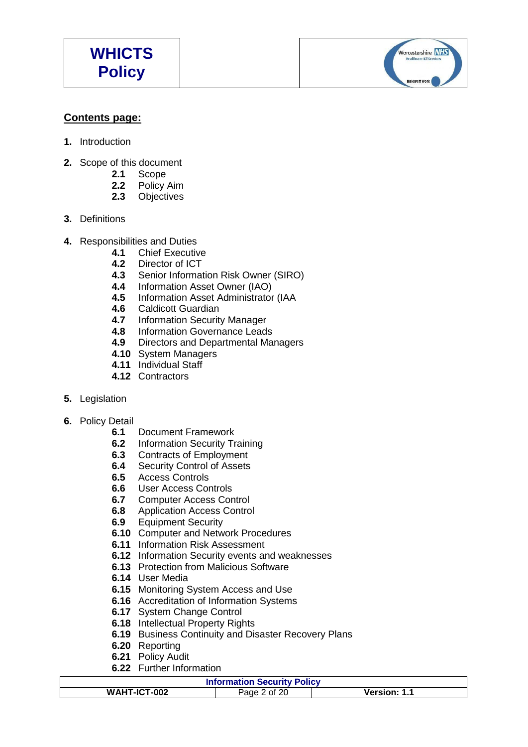## Contents page:

1. **1.** Introduction

**2.** Scope of this document
- **2.1** Scope
- **2.2** Policy Aim
- **2.3** Objectives

**3.** Definitions

**4.** Responsibilities and Duties
- **4.1** Chief Executive
- **4.2** Director of ICT
- **4.3** Senior Information Risk Owner (SIRO)
- **4.4** Information Asset Owner (IAO)
- **4.5** Information Asset Administrator (IAA
- **4.6** Caldicott Guardian
- **4.7** Information Security Manager
- **4.8** Information Governance Leads
- **4.9** Directors and Departmental Managers
- **4.10** System Managers
- **4.11** Individual Staff
- **4.12** Contractors

**5.** Legislation

**6.** Policy Detail
- **6.1** Document Framework
- **6.2** Information Security Training
- **6.3** Contracts of Employment
- **6.4** Security Control of Assets
- **6.5** Access Controls
- **6.6** User Access Controls
- **6.7** Computer Access Control
- **6.8** Application Access Control
- **6.9** Equipment Security
- **6.10** Computer and Network Procedures
- **6.11** Information Risk Assessment
- **6.12** Information Security events and weaknesses
- **6.13** Protection from Malicious Software
- **6.14** User Media
- **6.15** Monitoring System Access and Use
- **6.16** Accreditation of Information Systems
- **6.17** System Change Control
- **6.18** Intellectual Property Rights
- **6.19** Business Continuity and Disaster Recovery Plans
- **6.20** Reporting
- **6.21** Policy Audit
- **6.22** Further Information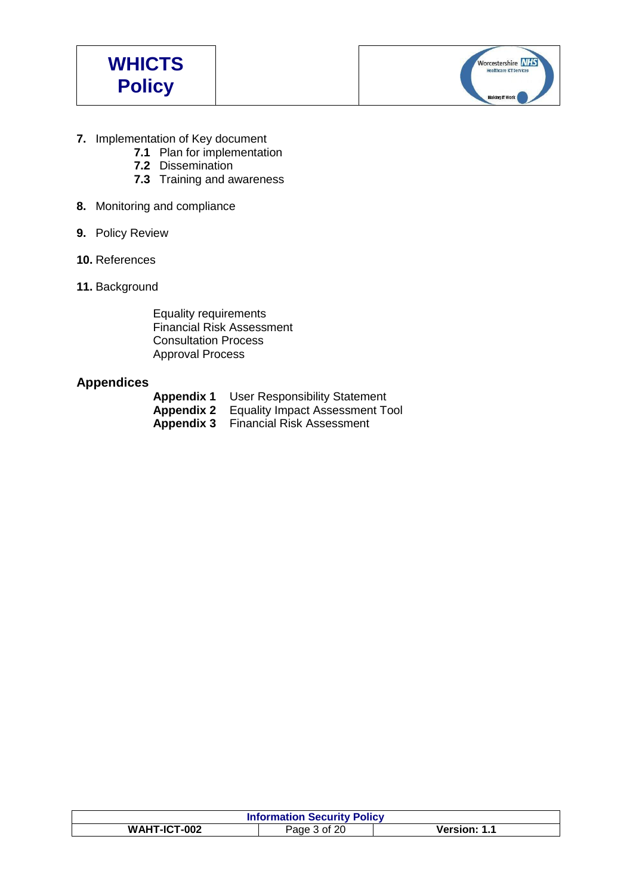**7.** Implementation of Key document

- **7.1** Plan for implementation
- **7.2** Dissemination
- **7.3** Training and awareness

**8.** Monitoring and compliance

**9.** Policy Review

**10.** References

**11.** Background

Equality requirements
Financial Risk Assessment
Consultation Process
Approval Process

## Appendices

**Appendix 1** User Responsibility Statement
**Appendix 2** Equality Impact Assessment Tool
**Appendix 3** Financial Risk Assessment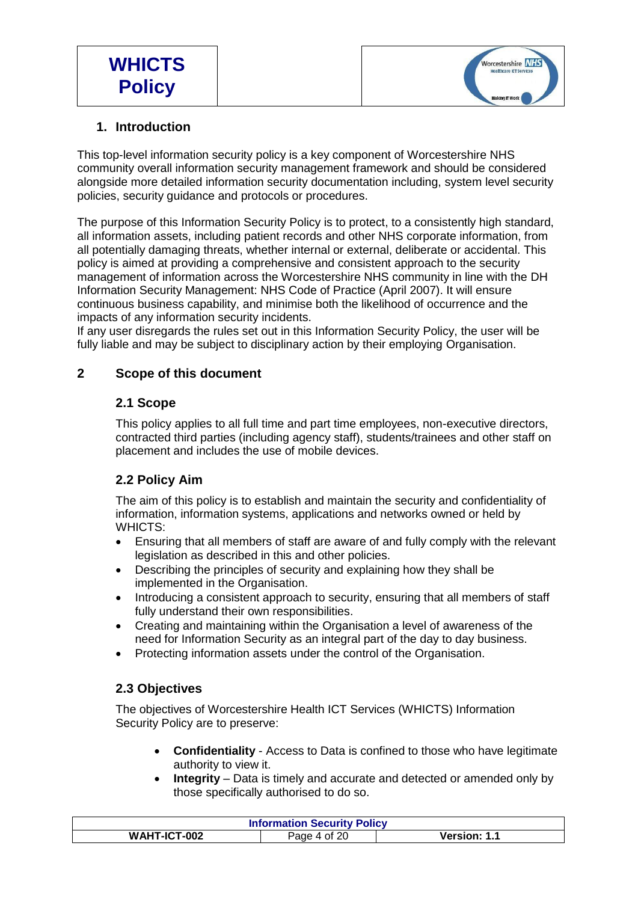## 1. Introduction

This top-level information security policy is a key component of Worcestershire NHS community overall information security management framework and should be considered alongside more detailed information security documentation including, system level security policies, security guidance and protocols or procedures.

The purpose of this Information Security Policy is to protect, to a consistently high standard, all information assets, including patient records and other NHS corporate information, from all potentially damaging threats, whether internal or external, deliberate or accidental. This policy is aimed at providing a comprehensive and consistent approach to the security management of information across the Worcestershire NHS community in line with the DH Information Security Management: NHS Code of Practice (April 2007). It will ensure continuous business capability, and minimise both the likelihood of occurrence and the impacts of any information security incidents.
If any user disregards the rules set out in this Information Security Policy, the user will be fully liable and may be subject to disciplinary action by their employing Organisation.

## 2 Scope of this document

### 2.1 Scope

This policy applies to all full time and part time employees, non-executive directors, contracted third parties (including agency staff), students/trainees and other staff on placement and includes the use of mobile devices.

### 2.2 Policy Aim

The aim of this policy is to establish and maintain the security and confidentiality of information, information systems, applications and networks owned or held by WHICTS:

- Ensuring that all members of staff are aware of and fully comply with the relevant legislation as described in this and other policies.
- Describing the principles of security and explaining how they shall be implemented in the Organisation.
- Introducing a consistent approach to security, ensuring that all members of staff fully understand their own responsibilities.
- Creating and maintaining within the Organisation a level of awareness of the need for Information Security as an integral part of the day to day business.
- Protecting information assets under the control of the Organisation.

### 2.3 Objectives

The objectives of Worcestershire Health ICT Services (WHICTS) Information Security Policy are to preserve:

- **Confidentiality** - Access to Data is confined to those who have legitimate authority to view it.
- **Integrity** – Data is timely and accurate and detected or amended only by those specifically authorised to do so.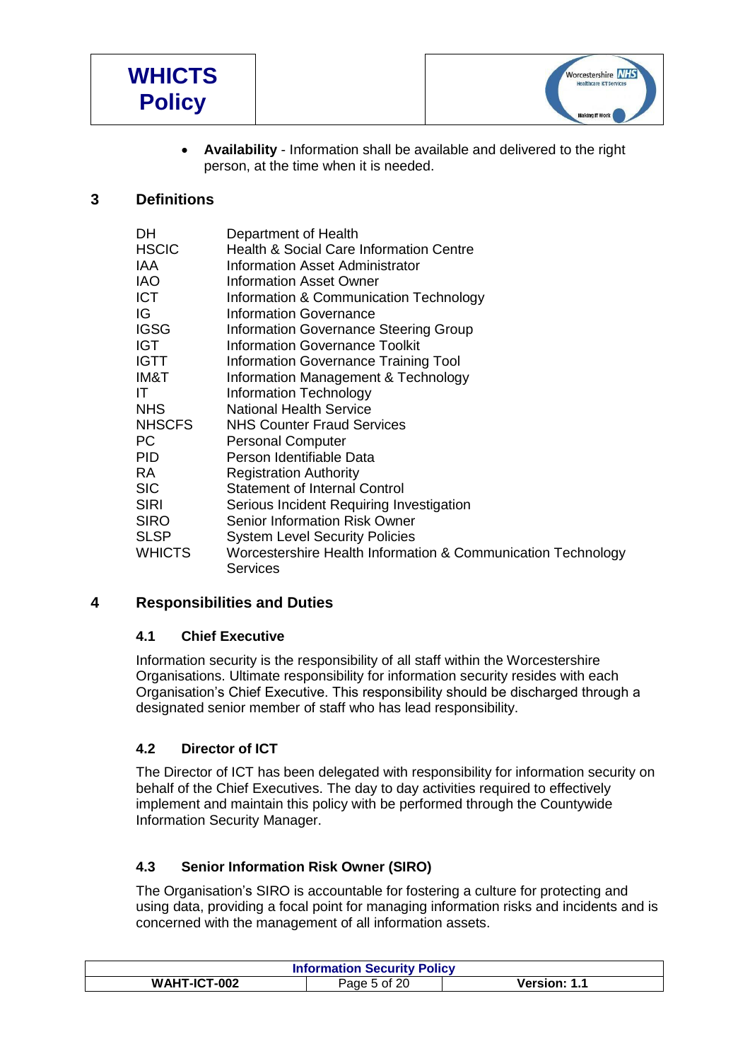- **Availability** - Information shall be available and delivered to the right person, at the time when it is needed.

## 3 Definitions

| | |
|---|---|
| DH | Department of Health |
| HSCIC | Health & Social Care Information Centre |
| IAA | Information Asset Administrator |
| IAO | Information Asset Owner |
| ICT | Information & Communication Technology |
| IG | Information Governance |
| IGSG | Information Governance Steering Group |
| IGT | Information Governance Toolkit |
| IGTT | Information Governance Training Tool |
| IM&T | Information Management & Technology |
| IT | Information Technology |
| NHS | National Health Service |
| NHSCFS | NHS Counter Fraud Services |
| PC | Personal Computer |
| PID | Person Identifiable Data |
| RA | Registration Authority |
| SIC | Statement of Internal Control |
| SIRI | Serious Incident Requiring Investigation |
| SIRO | Senior Information Risk Owner |
| SLSP | System Level Security Policies |
| WHICTS | Worcestershire Health Information & Communication Technology Services |

## 4 Responsibilities and Duties

### 4.1 Chief Executive

Information security is the responsibility of all staff within the Worcestershire Organisations. Ultimate responsibility for information security resides with each Organisation's Chief Executive. This responsibility should be discharged through a designated senior member of staff who has lead responsibility.

### 4.2 Director of ICT

The Director of ICT has been delegated with responsibility for information security on behalf of the Chief Executives. The day to day activities required to effectively implement and maintain this policy with be performed through the Countywide Information Security Manager.

### 4.3 Senior Information Risk Owner (SIRO)

The Organisation's SIRO is accountable for fostering a culture for protecting and using data, providing a focal point for managing information risks and incidents and is concerned with the management of all information assets.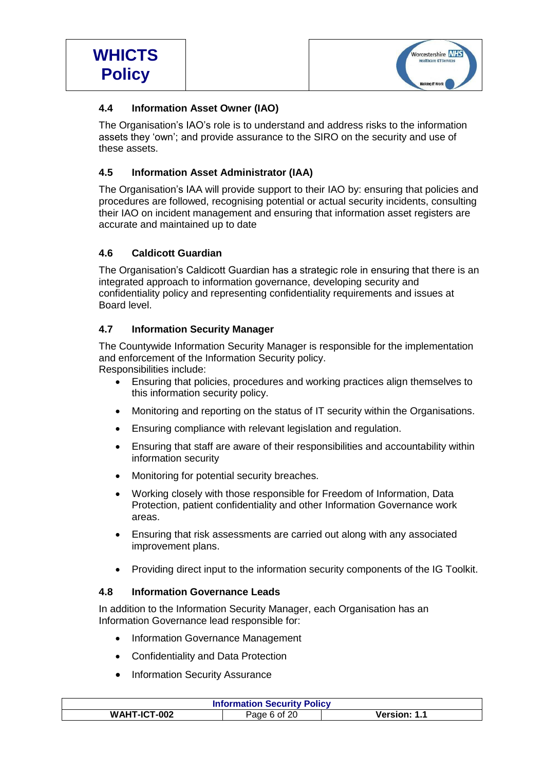### 4.4 Information Asset Owner (IAO)

The Organisation's IAO's role is to understand and address risks to the information assets they 'own'; and provide assurance to the SIRO on the security and use of these assets.

### 4.5 Information Asset Administrator (IAA)

The Organisation's IAA will provide support to their IAO by: ensuring that policies and procedures are followed, recognising potential or actual security incidents, consulting their IAO on incident management and ensuring that information asset registers are accurate and maintained up to date

### 4.6 Caldicott Guardian

The Organisation's Caldicott Guardian has a strategic role in ensuring that there is an integrated approach to information governance, developing security and confidentiality policy and representing confidentiality requirements and issues at Board level.

### 4.7 Information Security Manager

The Countywide Information Security Manager is responsible for the implementation and enforcement of the Information Security policy.
Responsibilities include:

- Ensuring that policies, procedures and working practices align themselves to this information security policy.
- Monitoring and reporting on the status of IT security within the Organisations.
- Ensuring compliance with relevant legislation and regulation.
- Ensuring that staff are aware of their responsibilities and accountability within information security
- Monitoring for potential security breaches.
- Working closely with those responsible for Freedom of Information, Data Protection, patient confidentiality and other Information Governance work areas.
- Ensuring that risk assessments are carried out along with any associated improvement plans.
- Providing direct input to the information security components of the IG Toolkit.

### 4.8 Information Governance Leads

In addition to the Information Security Manager, each Organisation has an Information Governance lead responsible for:

- Information Governance Management
- Confidentiality and Data Protection
- Information Security Assurance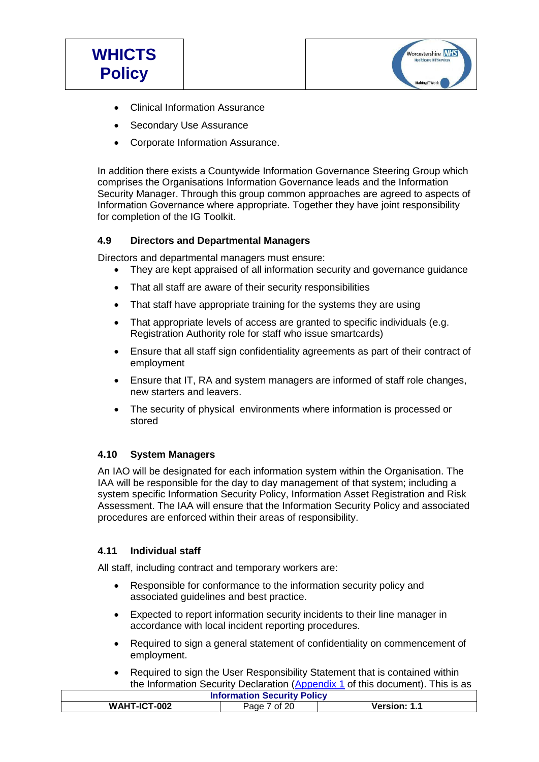- Clinical Information Assurance
- Secondary Use Assurance
- Corporate Information Assurance.

In addition there exists a Countywide Information Governance Steering Group which comprises the Organisations Information Governance leads and the Information Security Manager. Through this group common approaches are agreed to aspects of Information Governance where appropriate. Together they have joint responsibility for completion of the IG Toolkit.

### 4.9 Directors and Departmental Managers

Directors and departmental managers must ensure:

- They are kept appraised of all information security and governance guidance
- That all staff are aware of their security responsibilities
- That staff have appropriate training for the systems they are using
- That appropriate levels of access are granted to specific individuals (e.g. Registration Authority role for staff who issue smartcards)
- Ensure that all staff sign confidentiality agreements as part of their contract of employment
- Ensure that IT, RA and system managers are informed of staff role changes, new starters and leavers.
- The security of physical environments where information is processed or stored

### 4.10 System Managers

An IAO will be designated for each information system within the Organisation. The IAA will be responsible for the day to day management of that system; including a system specific Information Security Policy, Information Asset Registration and Risk Assessment. The IAA will ensure that the Information Security Policy and associated procedures are enforced within their areas of responsibility.

### 4.11 Individual staff

All staff, including contract and temporary workers are:

- Responsible for conformance to the information security policy and associated guidelines and best practice.
- Expected to report information security incidents to their line manager in accordance with local incident reporting procedures.
- Required to sign a general statement of confidentiality on commencement of employment.
- Required to sign the User Responsibility Statement that is contained within the Information Security Declaration (Appendix 1 of this document). This is as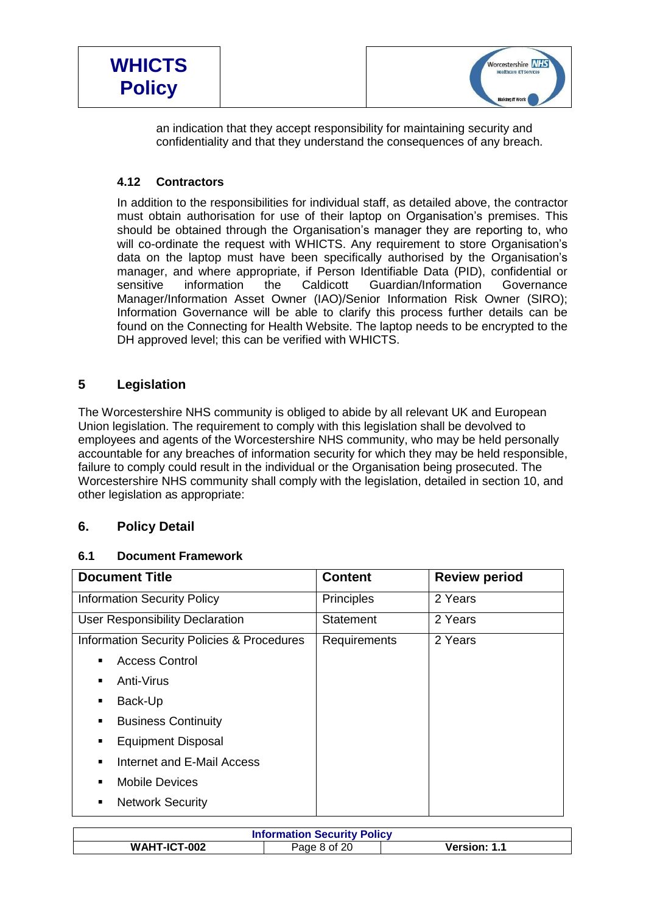an indication that they accept responsibility for maintaining security and confidentiality and that they understand the consequences of any breach.

### 4.12 Contractors

In addition to the responsibilities for individual staff, as detailed above, the contractor must obtain authorisation for use of their laptop on Organisation's premises. This should be obtained through the Organisation's manager they are reporting to, who will co-ordinate the request with WHICTS. Any requirement to store Organisation's data on the laptop must have been specifically authorised by the Organisation's manager, and where appropriate, if Person Identifiable Data (PID), confidential or sensitive information the Caldicott Guardian/Information Governance Manager/Information Asset Owner (IAO)/Senior Information Risk Owner (SIRO); Information Governance will be able to clarify this process further details can be found on the Connecting for Health Website. The laptop needs to be encrypted to the DH approved level; this can be verified with WHICTS.

## 5 Legislation

The Worcestershire NHS community is obliged to abide by all relevant UK and European Union legislation. The requirement to comply with this legislation shall be devolved to employees and agents of the Worcestershire NHS community, who may be held personally accountable for any breaches of information security for which they may be held responsible, failure to comply could result in the individual or the Organisation being prosecuted. The Worcestershire NHS community shall comply with the legislation, detailed in section 10, and other legislation as appropriate:

## 6. Policy Detail

### 6.1 Document Framework

| Document Title | Content | Review period |
|---|---|---|
| Information Security Policy | Principles | 2 Years |
| User Responsibility Declaration | Statement | 2 Years |
| Information Security Policies & Procedures<br>▪ Access Control<br>▪ Anti-Virus<br>▪ Back-Up<br>▪ Business Continuity<br>▪ Equipment Disposal<br>▪ Internet and E-Mail Access<br>▪ Mobile Devices<br>▪ Network Security | Requirements | 2 Years |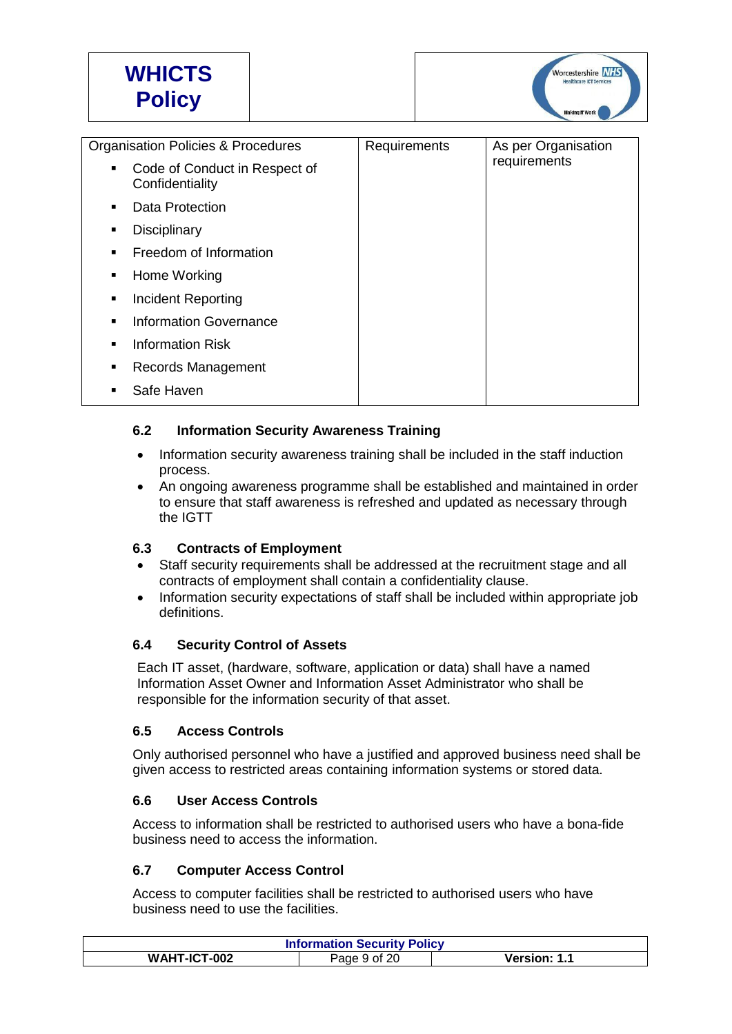| Organisation Policies & Procedures | Requirements | As per Organisation requirements |
|---|---|---|
| ▪ Code of Conduct in Respect of Confidentiality<br>▪ Data Protection<br>▪ Disciplinary<br>▪ Freedom of Information<br>▪ Home Working<br>▪ Incident Reporting<br>▪ Information Governance<br>▪ Information Risk<br>▪ Records Management<br>▪ Safe Haven | | |

### 6.2 Information Security Awareness Training

- Information security awareness training shall be included in the staff induction process.
- An ongoing awareness programme shall be established and maintained in order to ensure that staff awareness is refreshed and updated as necessary through the IGTT

### 6.3 Contracts of Employment

- Staff security requirements shall be addressed at the recruitment stage and all contracts of employment shall contain a confidentiality clause.
- Information security expectations of staff shall be included within appropriate job definitions.

### 6.4 Security Control of Assets

Each IT asset, (hardware, software, application or data) shall have a named Information Asset Owner and Information Asset Administrator who shall be responsible for the information security of that asset.

### 6.5 Access Controls

Only authorised personnel who have a justified and approved business need shall be given access to restricted areas containing information systems or stored data.

### 6.6 User Access Controls

Access to information shall be restricted to authorised users who have a bona-fide business need to access the information.

### 6.7 Computer Access Control

Access to computer facilities shall be restricted to authorised users who have business need to use the facilities.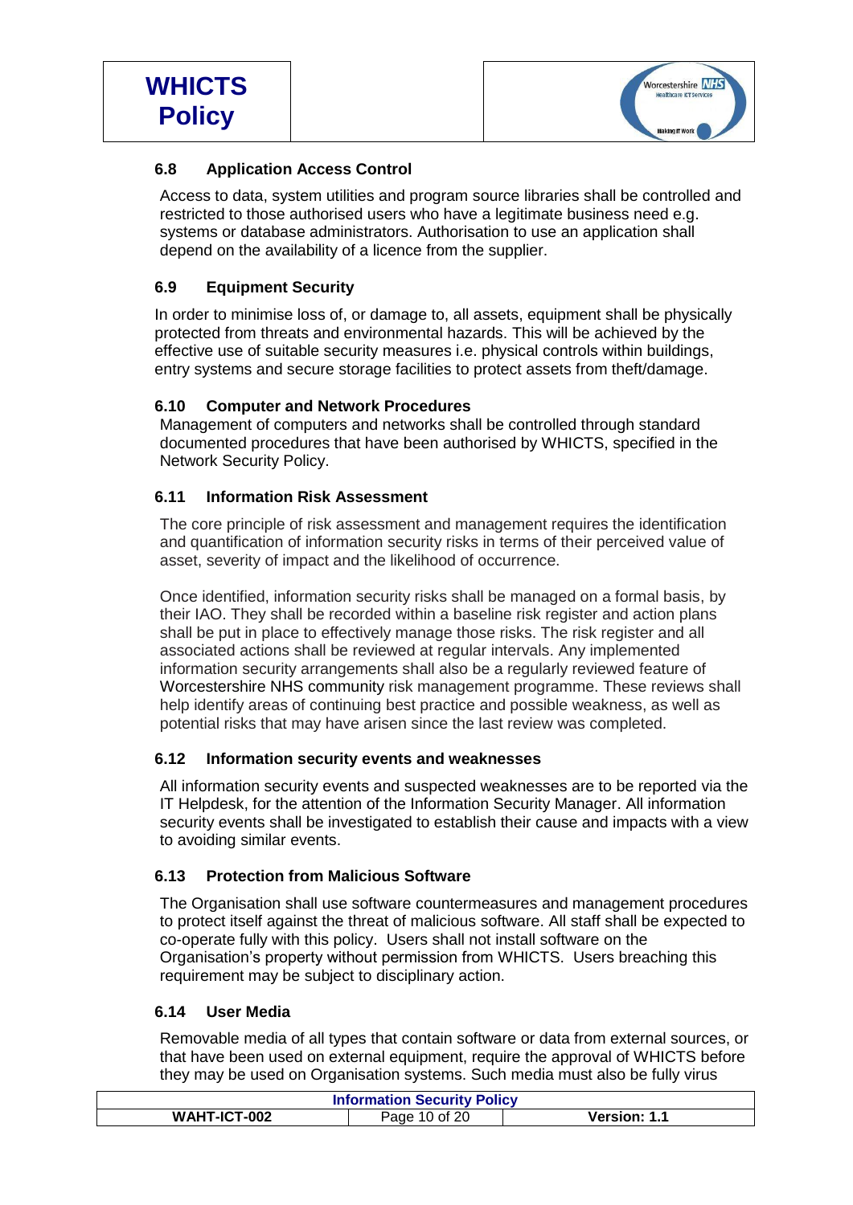### 6.8 Application Access Control

Access to data, system utilities and program source libraries shall be controlled and restricted to those authorised users who have a legitimate business need e.g. systems or database administrators. Authorisation to use an application shall depend on the availability of a licence from the supplier.

### 6.9 Equipment Security

In order to minimise loss of, or damage to, all assets, equipment shall be physically protected from threats and environmental hazards. This will be achieved by the effective use of suitable security measures i.e. physical controls within buildings, entry systems and secure storage facilities to protect assets from theft/damage.

### 6.10 Computer and Network Procedures

Management of computers and networks shall be controlled through standard documented procedures that have been authorised by WHICTS, specified in the Network Security Policy.

### 6.11 Information Risk Assessment

The core principle of risk assessment and management requires the identification and quantification of information security risks in terms of their perceived value of asset, severity of impact and the likelihood of occurrence.

Once identified, information security risks shall be managed on a formal basis, by their IAO. They shall be recorded within a baseline risk register and action plans shall be put in place to effectively manage those risks. The risk register and all associated actions shall be reviewed at regular intervals. Any implemented information security arrangements shall also be a regularly reviewed feature of Worcestershire NHS community risk management programme. These reviews shall help identify areas of continuing best practice and possible weakness, as well as potential risks that may have arisen since the last review was completed.

### 6.12 Information security events and weaknesses

All information security events and suspected weaknesses are to be reported via the IT Helpdesk, for the attention of the Information Security Manager. All information security events shall be investigated to establish their cause and impacts with a view to avoiding similar events.

### 6.13 Protection from Malicious Software

The Organisation shall use software countermeasures and management procedures to protect itself against the threat of malicious software. All staff shall be expected to co-operate fully with this policy. Users shall not install software on the Organisation's property without permission from WHICTS. Users breaching this requirement may be subject to disciplinary action.

### 6.14 User Media

Removable media of all types that contain software or data from external sources, or that have been used on external equipment, require the approval of WHICTS before they may be used on Organisation systems. Such media must also be fully virus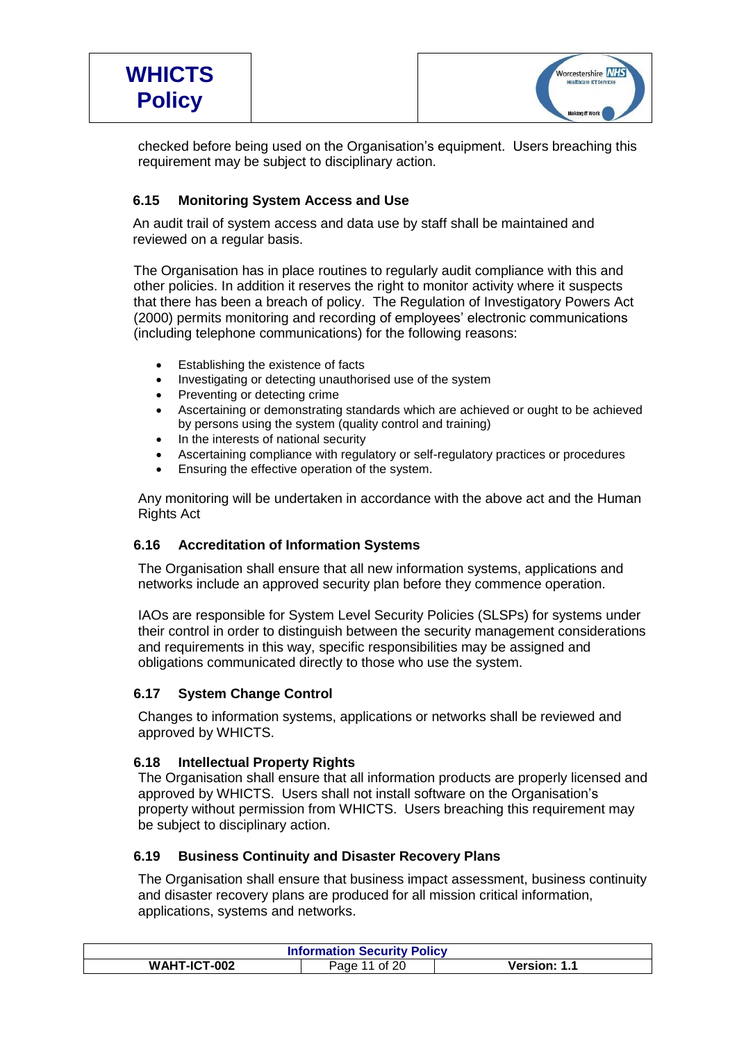checked before being used on the Organisation's equipment. Users breaching this requirement may be subject to disciplinary action.

### 6.15 Monitoring System Access and Use

An audit trail of system access and data use by staff shall be maintained and reviewed on a regular basis.

The Organisation has in place routines to regularly audit compliance with this and other policies. In addition it reserves the right to monitor activity where it suspects that there has been a breach of policy. The Regulation of Investigatory Powers Act (2000) permits monitoring and recording of employees' electronic communications (including telephone communications) for the following reasons:

- Establishing the existence of facts
- Investigating or detecting unauthorised use of the system
- Preventing or detecting crime
- Ascertaining or demonstrating standards which are achieved or ought to be achieved by persons using the system (quality control and training)
- In the interests of national security
- Ascertaining compliance with regulatory or self-regulatory practices or procedures
- Ensuring the effective operation of the system.

Any monitoring will be undertaken in accordance with the above act and the Human Rights Act

### 6.16 Accreditation of Information Systems

The Organisation shall ensure that all new information systems, applications and networks include an approved security plan before they commence operation.

IAOs are responsible for System Level Security Policies (SLSPs) for systems under their control in order to distinguish between the security management considerations and requirements in this way, specific responsibilities may be assigned and obligations communicated directly to those who use the system.

### 6.17 System Change Control

Changes to information systems, applications or networks shall be reviewed and approved by WHICTS.

### 6.18 Intellectual Property Rights

The Organisation shall ensure that all information products are properly licensed and approved by WHICTS. Users shall not install software on the Organisation's property without permission from WHICTS. Users breaching this requirement may be subject to disciplinary action.

### 6.19 Business Continuity and Disaster Recovery Plans

The Organisation shall ensure that business impact assessment, business continuity and disaster recovery plans are produced for all mission critical information, applications, systems and networks.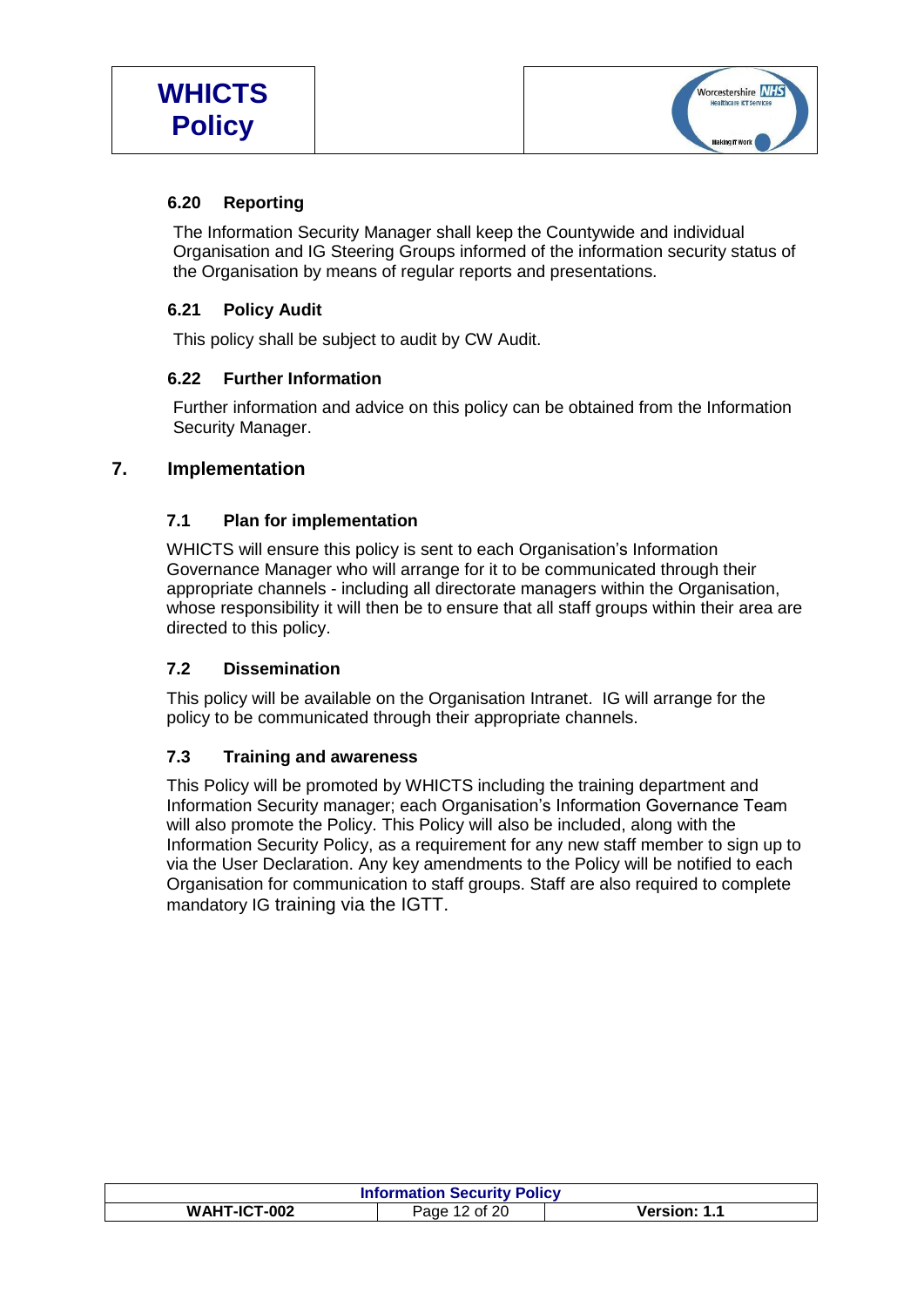### 6.20 Reporting

The Information Security Manager shall keep the Countywide and individual Organisation and IG Steering Groups informed of the information security status of the Organisation by means of regular reports and presentations.

### 6.21 Policy Audit

This policy shall be subject to audit by CW Audit.

### 6.22 Further Information

Further information and advice on this policy can be obtained from the Information Security Manager.

## 7. Implementation

### 7.1 Plan for implementation

WHICTS will ensure this policy is sent to each Organisation's Information Governance Manager who will arrange for it to be communicated through their appropriate channels - including all directorate managers within the Organisation, whose responsibility it will then be to ensure that all staff groups within their area are directed to this policy.

### 7.2 Dissemination

This policy will be available on the Organisation Intranet. IG will arrange for the policy to be communicated through their appropriate channels.

### 7.3 Training and awareness

This Policy will be promoted by WHICTS including the training department and Information Security manager; each Organisation's Information Governance Team will also promote the Policy. This Policy will also be included, along with the Information Security Policy, as a requirement for any new staff member to sign up to via the User Declaration. Any key amendments to the Policy will be notified to each Organisation for communication to staff groups. Staff are also required to complete mandatory IG training via the IGTT.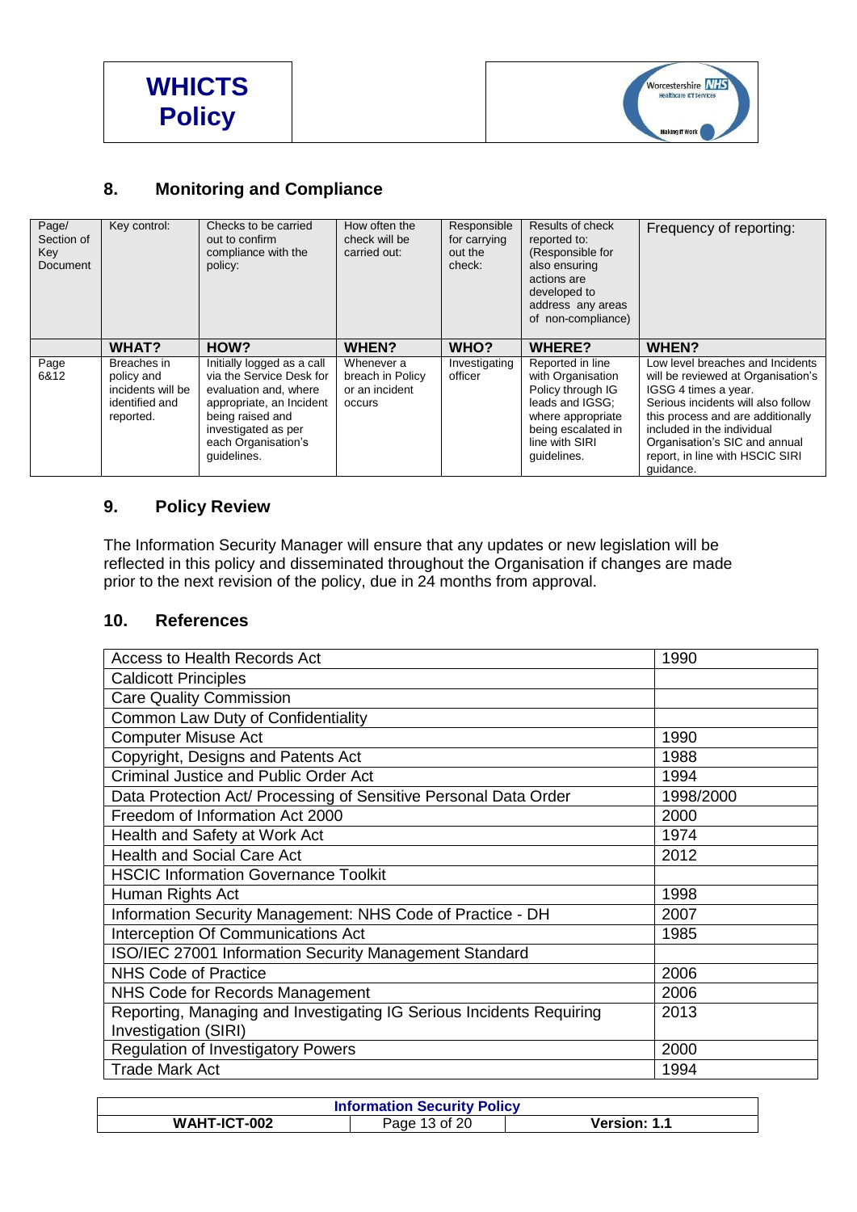## 8. Monitoring and Compliance

| Page/ Section of Key Document | Key control: | Checks to be carried out to confirm compliance with the policy: | How often the check will be carried out: | Responsible for carrying out the check: | Results of check reported to: (Responsible for also ensuring actions are developed to address any areas of non-compliance) | Frequency of reporting: |
|---|---|---|---|---|---|---|
| | **WHAT?** | **HOW?** | **WHEN?** | **WHO?** | **WHERE?** | **WHEN?** |
| Page 6&12 | Breaches in policy and incidents will be identified and reported. | Initially logged as a call via the Service Desk for evaluation and, where appropriate, an Incident being raised and investigated as per each Organisation's guidelines. | Whenever a breach in Policy or an incident occurs | Investigating officer | Reported in line with Organisation Policy through IG leads and IGSG; where appropriate being escalated in line with SIRI guidelines. | Low level breaches and Incidents will be reviewed at Organisation's IGSG 4 times a year. Serious incidents will also follow this process and are additionally included in the individual Organisation's SIC and annual report, in line with HSCIC SIRI guidance. |

## 9. Policy Review

The Information Security Manager will ensure that any updates or new legislation will be reflected in this policy and disseminated throughout the Organisation if changes are made prior to the next revision of the policy, due in 24 months from approval.

## 10. References

| Reference | Year |
|---|---|
| Access to Health Records Act | 1990 |
| Caldicott Principles | |
| Care Quality Commission | |
| Common Law Duty of Confidentiality | |
| Computer Misuse Act | 1990 |
| Copyright, Designs and Patents Act | 1988 |
| Criminal Justice and Public Order Act | 1994 |
| Data Protection Act/ Processing of Sensitive Personal Data Order | 1998/2000 |
| Freedom of Information Act 2000 | 2000 |
| Health and Safety at Work Act | 1974 |
| Health and Social Care Act | 2012 |
| HSCIC Information Governance Toolkit | |
| Human Rights Act | 1998 |
| Information Security Management: NHS Code of Practice - DH | 2007 |
| Interception Of Communications Act | 1985 |
| ISO/IEC 27001 Information Security Management Standard | |
| NHS Code of Practice | 2006 |
| NHS Code for Records Management | 2006 |
| Reporting, Managing and Investigating IG Serious Incidents Requiring Investigation (SIRI) | 2013 |
| Regulation of Investigatory Powers | 2000 |
| Trade Mark Act | 1994 |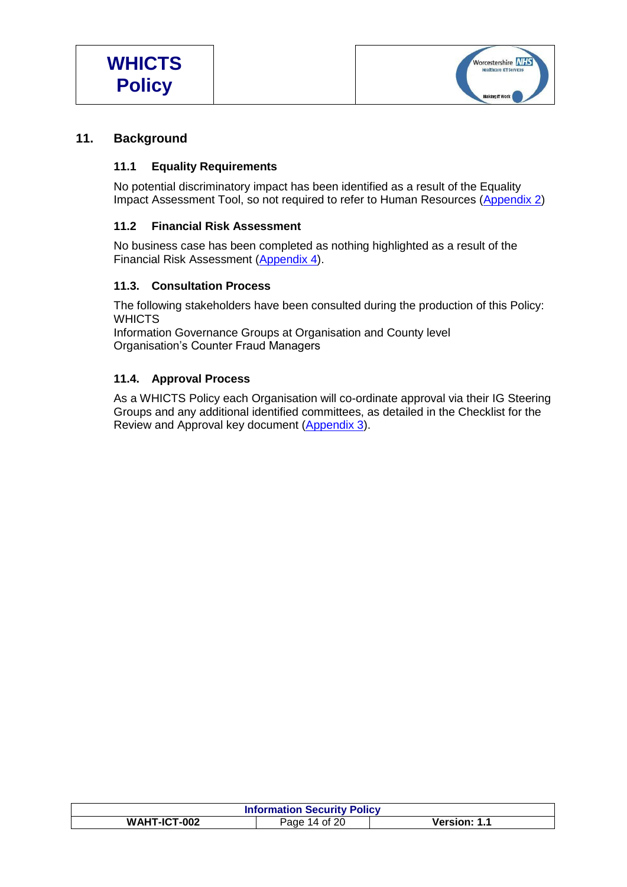## 11. Background

### 11.1 Equality Requirements

No potential discriminatory impact has been identified as a result of the Equality Impact Assessment Tool, so not required to refer to Human Resources (Appendix 2)

### 11.2 Financial Risk Assessment

No business case has been completed as nothing highlighted as a result of the Financial Risk Assessment (Appendix 4).

### 11.3. Consultation Process

The following stakeholders have been consulted during the production of this Policy:
WHICTS
Information Governance Groups at Organisation and County level
Organisation's Counter Fraud Managers

### 11.4. Approval Process

As a WHICTS Policy each Organisation will co-ordinate approval via their IG Steering Groups and any additional identified committees, as detailed in the Checklist for the Review and Approval key document (Appendix 3).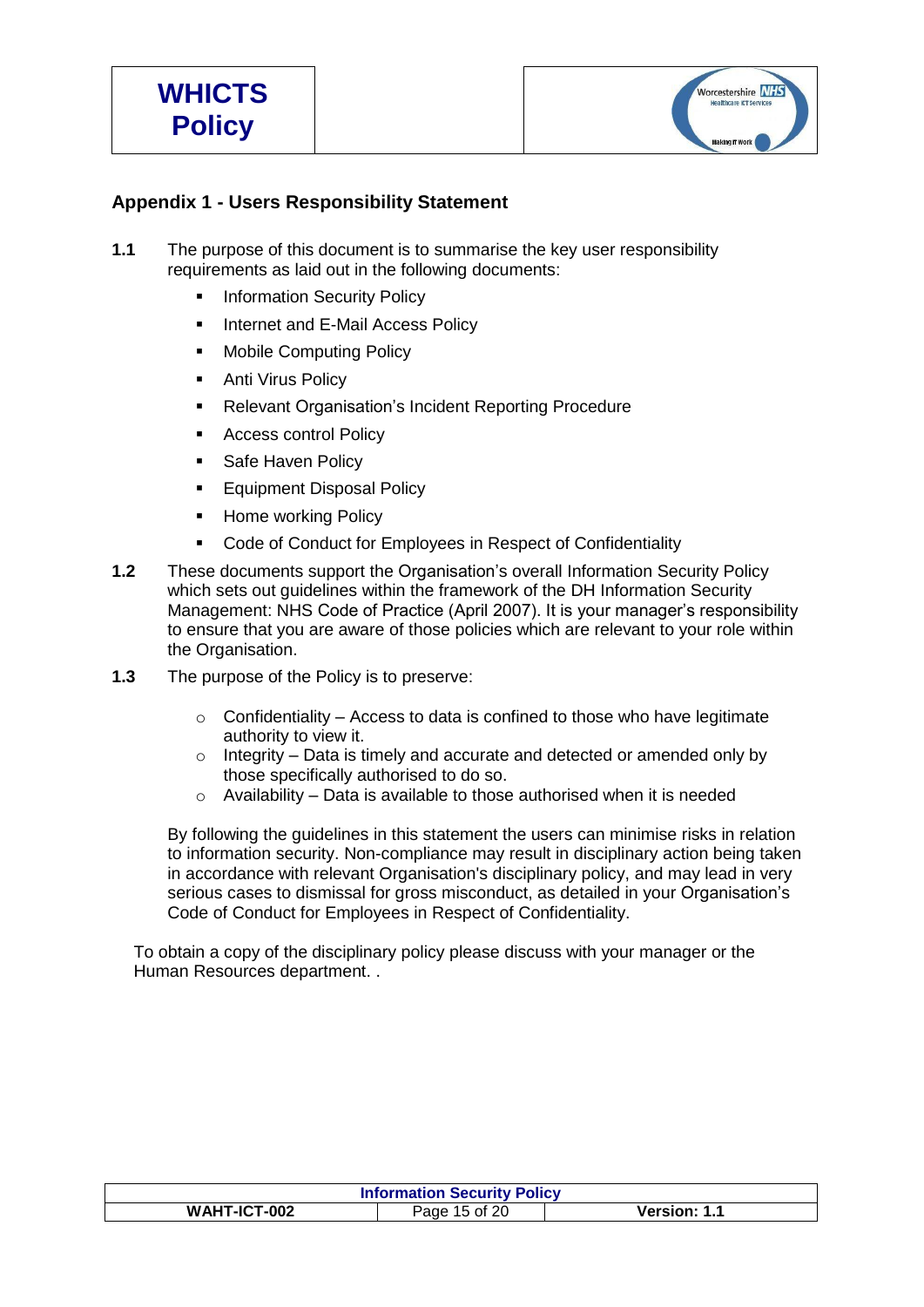## Appendix 1 - Users Responsibility Statement

**1.1** The purpose of this document is to summarise the key user responsibility requirements as laid out in the following documents:

- Information Security Policy
- Internet and E-Mail Access Policy
- Mobile Computing Policy
- Anti Virus Policy
- Relevant Organisation's Incident Reporting Procedure
- Access control Policy
- Safe Haven Policy
- Equipment Disposal Policy
- Home working Policy
- Code of Conduct for Employees in Respect of Confidentiality

**1.2** These documents support the Organisation's overall Information Security Policy which sets out guidelines within the framework of the DH Information Security Management: NHS Code of Practice (April 2007). It is your manager's responsibility to ensure that you are aware of those policies which are relevant to your role within the Organisation.

**1.3** The purpose of the Policy is to preserve:

- Confidentiality – Access to data is confined to those who have legitimate authority to view it.
- Integrity – Data is timely and accurate and detected or amended only by those specifically authorised to do so.
- Availability – Data is available to those authorised when it is needed

By following the guidelines in this statement the users can minimise risks in relation to information security. Non-compliance may result in disciplinary action being taken in accordance with relevant Organisation's disciplinary policy, and may lead in very serious cases to dismissal for gross misconduct, as detailed in your Organisation's Code of Conduct for Employees in Respect of Confidentiality.

To obtain a copy of the disciplinary policy please discuss with your manager or the Human Resources department. .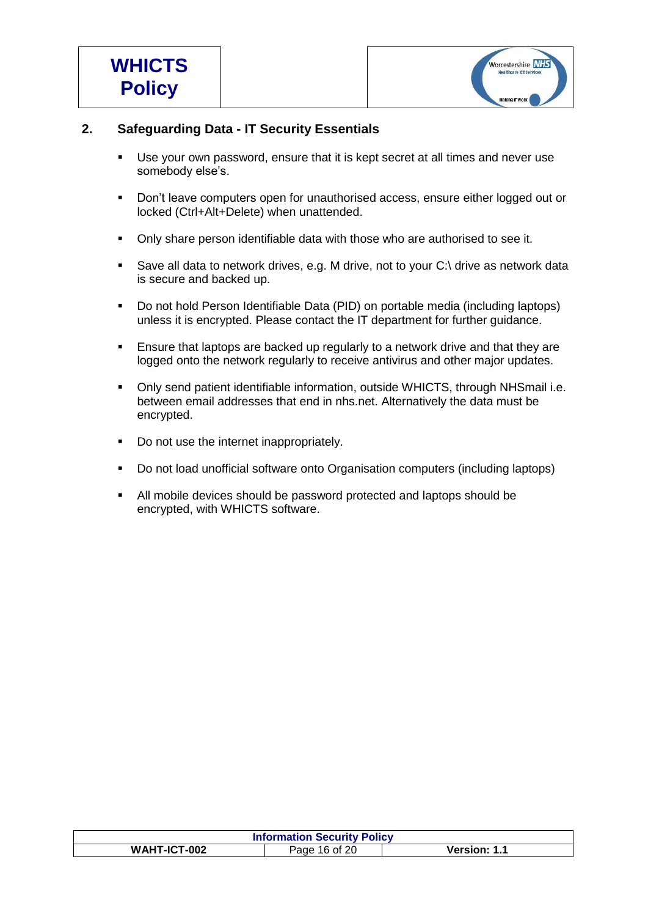## 2. Safeguarding Data - IT Security Essentials

- Use your own password, ensure that it is kept secret at all times and never use somebody else's.
- Don't leave computers open for unauthorised access, ensure either logged out or locked (Ctrl+Alt+Delete) when unattended.
- Only share person identifiable data with those who are authorised to see it.
- Save all data to network drives, e.g. M drive, not to your C:\ drive as network data is secure and backed up.
- Do not hold Person Identifiable Data (PID) on portable media (including laptops) unless it is encrypted. Please contact the IT department for further guidance.
- Ensure that laptops are backed up regularly to a network drive and that they are logged onto the network regularly to receive antivirus and other major updates.
- Only send patient identifiable information, outside WHICTS, through NHSmail i.e. between email addresses that end in nhs.net. Alternatively the data must be encrypted.
- Do not use the internet inappropriately.
- Do not load unofficial software onto Organisation computers (including laptops)
- All mobile devices should be password protected and laptops should be encrypted, with WHICTS software.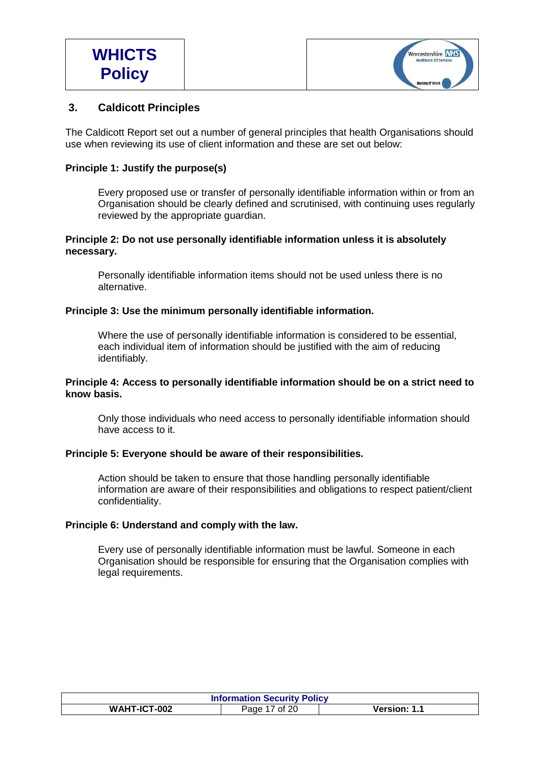## 3. Caldicott Principles

The Caldicott Report set out a number of general principles that health Organisations should use when reviewing its use of client information and these are set out below:

**Principle 1: Justify the purpose(s)**

Every proposed use or transfer of personally identifiable information within or from an Organisation should be clearly defined and scrutinised, with continuing uses regularly reviewed by the appropriate guardian.

**Principle 2: Do not use personally identifiable information unless it is absolutely necessary.**

Personally identifiable information items should not be used unless there is no alternative.

**Principle 3: Use the minimum personally identifiable information.**

Where the use of personally identifiable information is considered to be essential, each individual item of information should be justified with the aim of reducing identifiably.

**Principle 4: Access to personally identifiable information should be on a strict need to know basis.**

Only those individuals who need access to personally identifiable information should have access to it.

**Principle 5: Everyone should be aware of their responsibilities.**

Action should be taken to ensure that those handling personally identifiable information are aware of their responsibilities and obligations to respect patient/client confidentiality.

**Principle 6: Understand and comply with the law.**

Every use of personally identifiable information must be lawful. Someone in each Organisation should be responsible for ensuring that the Organisation complies with legal requirements.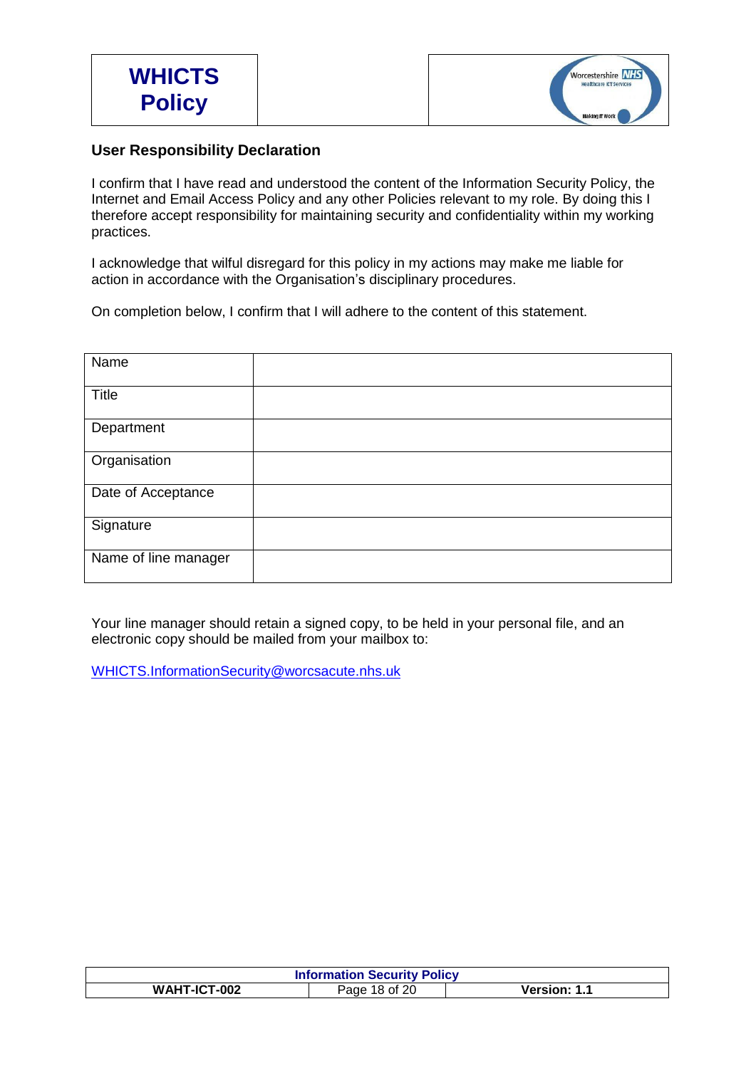## User Responsibility Declaration

I confirm that I have read and understood the content of the Information Security Policy, the Internet and Email Access Policy and any other Policies relevant to my role. By doing this I therefore accept responsibility for maintaining security and confidentiality within my working practices.

I acknowledge that wilful disregard for this policy in my actions may make me liable for action in accordance with the Organisation's disciplinary procedures.

On completion below, I confirm that I will adhere to the content of this statement.

| | |
|---|---|
| Name | |
| Title | |
| Department | |
| Organisation | |
| Date of Acceptance | |
| Signature | |
| Name of line manager | |

Your line manager should retain a signed copy, to be held in your personal file, and an electronic copy should be mailed from your mailbox to:

WHICTS.InformationSecurity@worcsacute.nhs.uk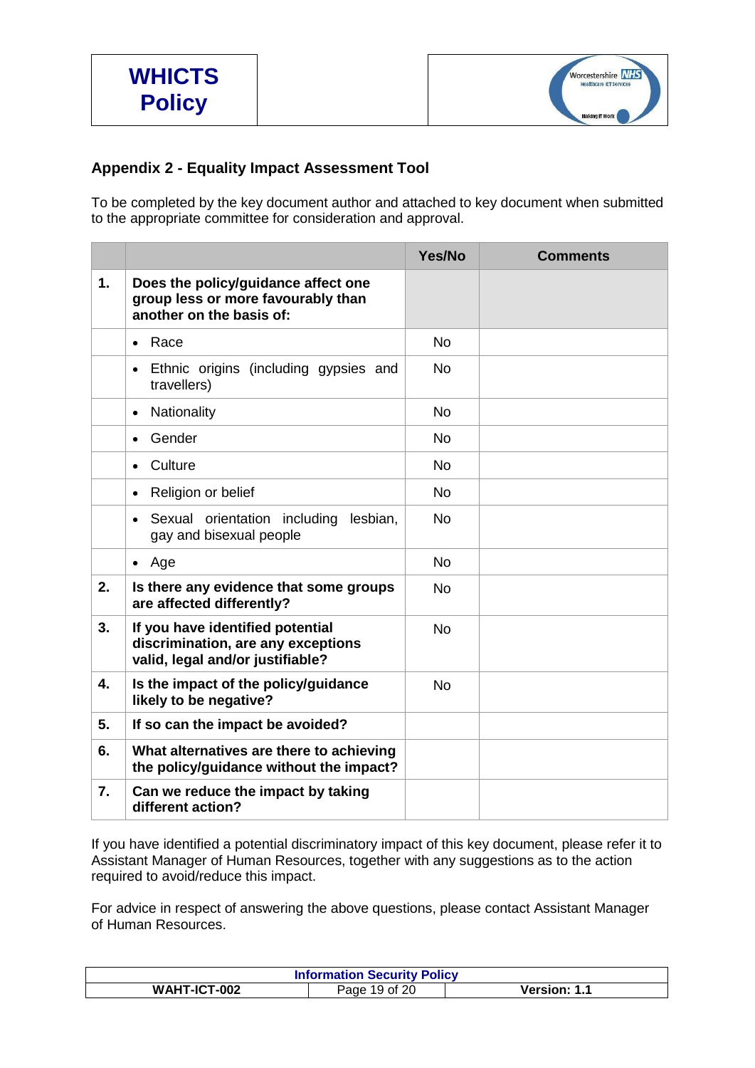## Appendix 2 - Equality Impact Assessment Tool

To be completed by the key document author and attached to key document when submitted to the appropriate committee for consideration and approval.

| | | Yes/No | Comments |
|---|---|---|---|
| **1.** | **Does the policy/guidance affect one group less or more favourably than another on the basis of:** | | |
| | • Race | No | |
| | • Ethnic origins (including gypsies and travellers) | No | |
| | • Nationality | No | |
| | • Gender | No | |
| | • Culture | No | |
| | • Religion or belief | No | |
| | • Sexual orientation including lesbian, gay and bisexual people | No | |
| | • Age | No | |
| **2.** | **Is there any evidence that some groups are affected differently?** | No | |
| **3.** | **If you have identified potential discrimination, are any exceptions valid, legal and/or justifiable?** | No | |
| **4.** | **Is the impact of the policy/guidance likely to be negative?** | No | |
| **5.** | **If so can the impact be avoided?** | | |
| **6.** | **What alternatives are there to achieving the policy/guidance without the impact?** | | |
| **7.** | **Can we reduce the impact by taking different action?** | | |

If you have identified a potential discriminatory impact of this key document, please refer it to Assistant Manager of Human Resources, together with any suggestions as to the action required to avoid/reduce this impact.

For advice in respect of answering the above questions, please contact Assistant Manager of Human Resources.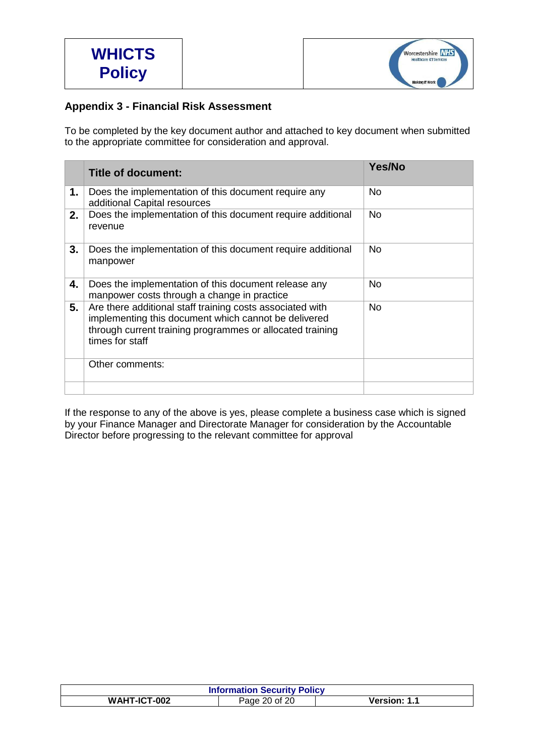## Appendix 3 - Financial Risk Assessment

To be completed by the key document author and attached to key document when submitted to the appropriate committee for consideration and approval.

| | **Title of document:** | **Yes/No** |
|---|---|---|
| **1.** | Does the implementation of this document require any additional Capital resources | No |
| **2.** | Does the implementation of this document require additional revenue | No |
| **3.** | Does the implementation of this document require additional manpower | No |
| **4.** | Does the implementation of this document release any manpower costs through a change in practice | No |
| **5.** | Are there additional staff training costs associated with implementing this document which cannot be delivered through current training programmes or allocated training times for staff | No |
| | Other comments: | |
| | | |

If the response to any of the above is yes, please complete a business case which is signed by your Finance Manager and Directorate Manager for consideration by the Accountable Director before progressing to the relevant committee for approval